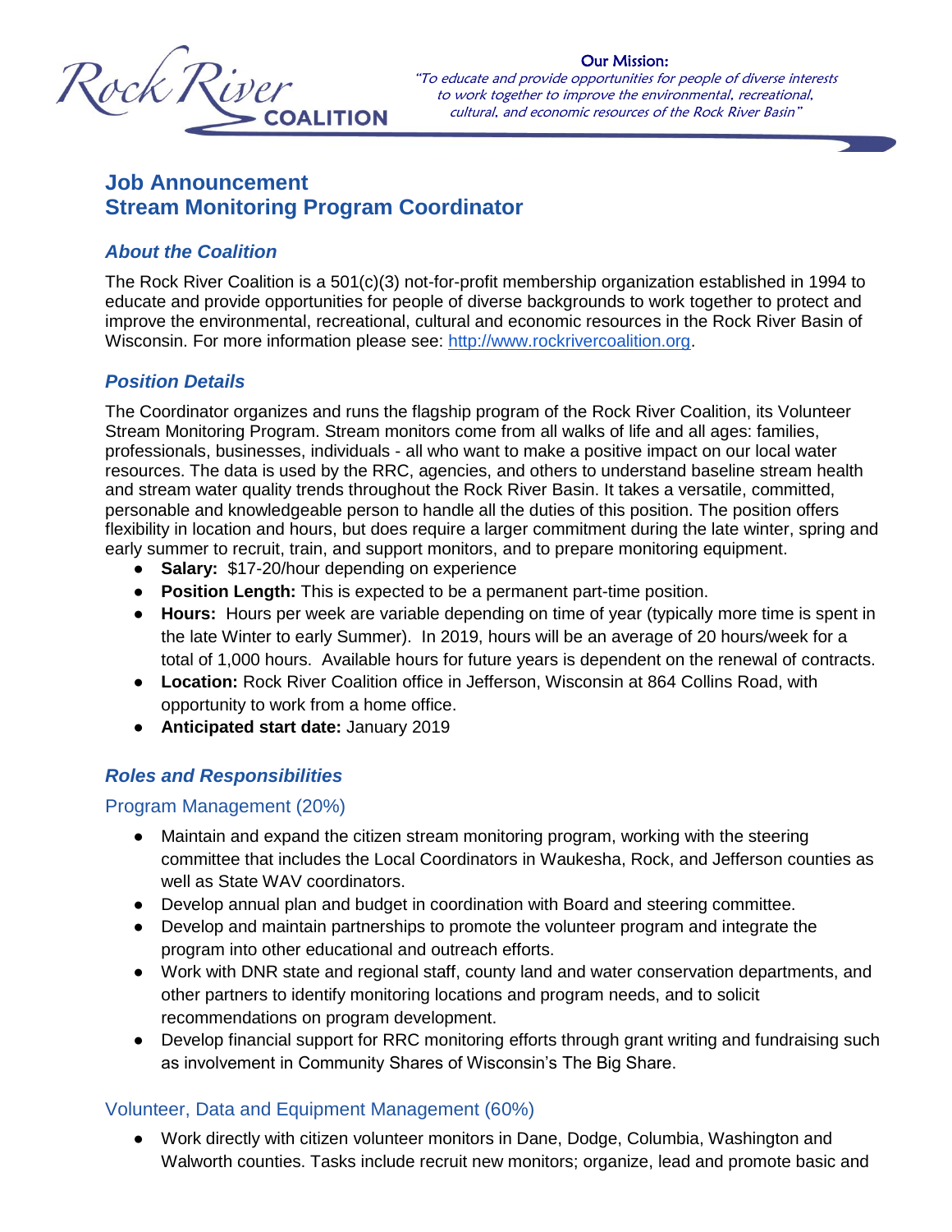Rock River COALITION

**Our Mission:**
*"To educate and provide opportunities for people of diverse interests to work together to improve the environmental, recreational, cultural, and economic resources of the Rock River Basin"*

# Job Announcement
# Stream Monitoring Program Coordinator

## *About the Coalition*

The Rock River Coalition is a 501(c)(3) not-for-profit membership organization established in 1994 to educate and provide opportunities for people of diverse backgrounds to work together to protect and improve the environmental, recreational, cultural and economic resources in the Rock River Basin of Wisconsin. For more information please see: http://www.rockrivercoalition.org.

## *Position Details*

The Coordinator organizes and runs the flagship program of the Rock River Coalition, its Volunteer Stream Monitoring Program. Stream monitors come from all walks of life and all ages: families, professionals, businesses, individuals - all who want to make a positive impact on our local water resources. The data is used by the RRC, agencies, and others to understand baseline stream health and stream water quality trends throughout the Rock River Basin. It takes a versatile, committed, personable and knowledgeable person to handle all the duties of this position. The position offers flexibility in location and hours, but does require a larger commitment during the late winter, spring and early summer to recruit, train, and support monitors, and to prepare monitoring equipment.

- **Salary:** $17-20/hour depending on experience
- **Position Length:** This is expected to be a permanent part-time position.
- **Hours:** Hours per week are variable depending on time of year (typically more time is spent in the late Winter to early Summer). In 2019, hours will be an average of 20 hours/week for a total of 1,000 hours. Available hours for future years is dependent on the renewal of contracts.
- **Location:** Rock River Coalition office in Jefferson, Wisconsin at 864 Collins Road, with opportunity to work from a home office.
- **Anticipated start date:** January 2019

## *Roles and Responsibilities*

### Program Management (20%)

- Maintain and expand the citizen stream monitoring program, working with the steering committee that includes the Local Coordinators in Waukesha, Rock, and Jefferson counties as well as State WAV coordinators.
- Develop annual plan and budget in coordination with Board and steering committee.
- Develop and maintain partnerships to promote the volunteer program and integrate the program into other educational and outreach efforts.
- Work with DNR state and regional staff, county land and water conservation departments, and other partners to identify monitoring locations and program needs, and to solicit recommendations on program development.
- Develop financial support for RRC monitoring efforts through grant writing and fundraising such as involvement in Community Shares of Wisconsin's The Big Share.

### Volunteer, Data and Equipment Management (60%)

- Work directly with citizen volunteer monitors in Dane, Dodge, Columbia, Washington and Walworth counties. Tasks include recruit new monitors; organize, lead and promote basic and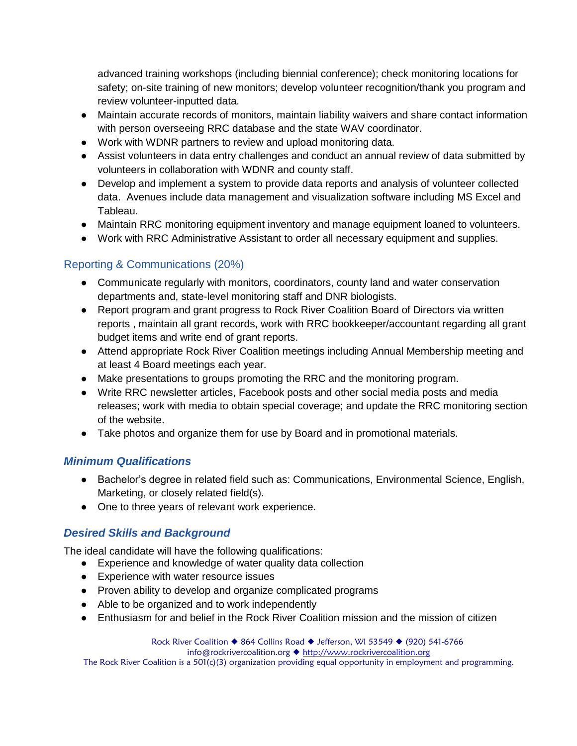advanced training workshops (including biennial conference); check monitoring locations for safety; on-site training of new monitors; develop volunteer recognition/thank you program and review volunteer-inputted data.

- Maintain accurate records of monitors, maintain liability waivers and share contact information with person overseeing RRC database and the state WAV coordinator.
- Work with WDNR partners to review and upload monitoring data.
- Assist volunteers in data entry challenges and conduct an annual review of data submitted by volunteers in collaboration with WDNR and county staff.
- Develop and implement a system to provide data reports and analysis of volunteer collected data. Avenues include data management and visualization software including MS Excel and Tableau.
- Maintain RRC monitoring equipment inventory and manage equipment loaned to volunteers.
- Work with RRC Administrative Assistant to order all necessary equipment and supplies.

## Reporting & Communications (20%)

- Communicate regularly with monitors, coordinators, county land and water conservation departments and, state-level monitoring staff and DNR biologists.
- Report program and grant progress to Rock River Coalition Board of Directors via written reports , maintain all grant records, work with RRC bookkeeper/accountant regarding all grant budget items and write end of grant reports.
- Attend appropriate Rock River Coalition meetings including Annual Membership meeting and at least 4 Board meetings each year.
- Make presentations to groups promoting the RRC and the monitoring program.
- Write RRC newsletter articles, Facebook posts and other social media posts and media releases; work with media to obtain special coverage; and update the RRC monitoring section of the website.
- Take photos and organize them for use by Board and in promotional materials.

## *Minimum Qualifications*

- Bachelor's degree in related field such as: Communications, Environmental Science, English, Marketing, or closely related field(s).
- One to three years of relevant work experience.

## *Desired Skills and Background*

The ideal candidate will have the following qualifications:

- Experience and knowledge of water quality data collection
- Experience with water resource issues
- Proven ability to develop and organize complicated programs
- Able to be organized and to work independently
- Enthusiasm for and belief in the Rock River Coalition mission and the mission of citizen

Rock River Coalition ◆ 864 Collins Road ◆ Jefferson, WI 53549 ◆ (920) 541-6766
info@rockrivercoalition.org ◆ http://www.rockrivercoalition.org
The Rock River Coalition is a 501(c)(3) organization providing equal opportunity in employment and programming.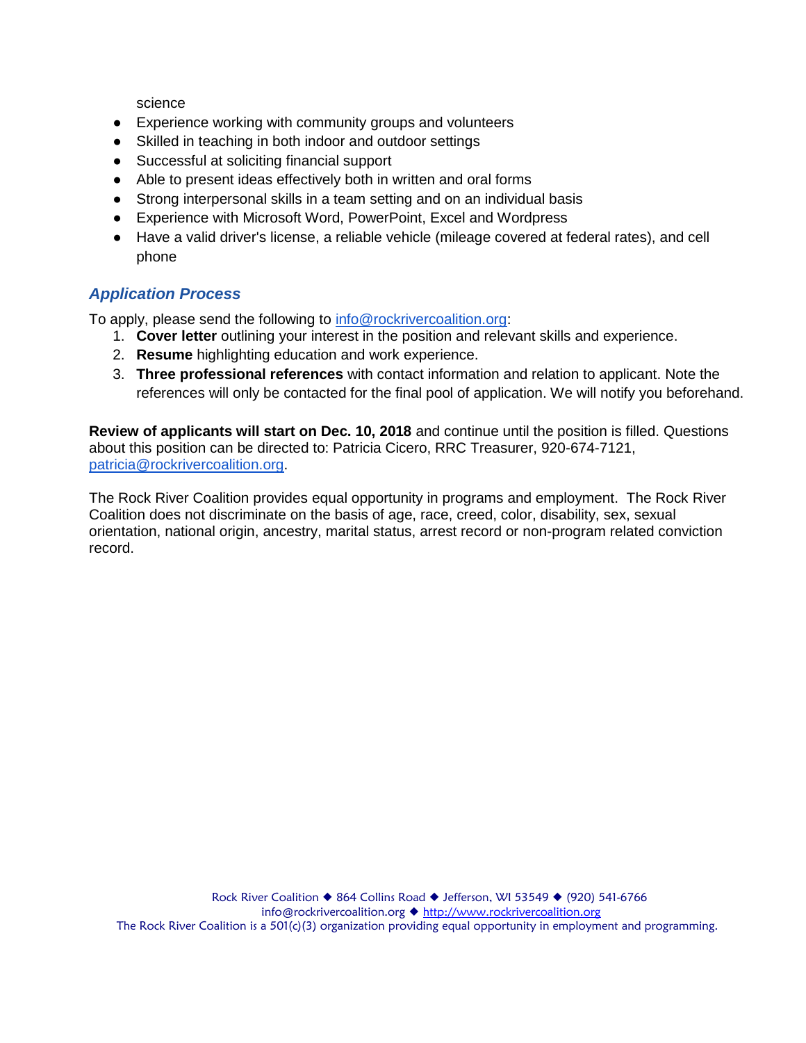science

- Experience working with community groups and volunteers
- Skilled in teaching in both indoor and outdoor settings
- Successful at soliciting financial support
- Able to present ideas effectively both in written and oral forms
- Strong interpersonal skills in a team setting and on an individual basis
- Experience with Microsoft Word, PowerPoint, Excel and Wordpress
- Have a valid driver's license, a reliable vehicle (mileage covered at federal rates), and cell phone

### *Application Process*

To apply, please send the following to info@rockrivercoalition.org:

1. **Cover letter** outlining your interest in the position and relevant skills and experience.
2. **Resume** highlighting education and work experience.
3. **Three professional references** with contact information and relation to applicant. Note the references will only be contacted for the final pool of application. We will notify you beforehand.

**Review of applicants will start on Dec. 10, 2018** and continue until the position is filled. Questions about this position can be directed to: Patricia Cicero, RRC Treasurer, 920-674-7121, patricia@rockrivercoalition.org.

The Rock River Coalition provides equal opportunity in programs and employment. The Rock River Coalition does not discriminate on the basis of age, race, creed, color, disability, sex, sexual orientation, national origin, ancestry, marital status, arrest record or non-program related conviction record.